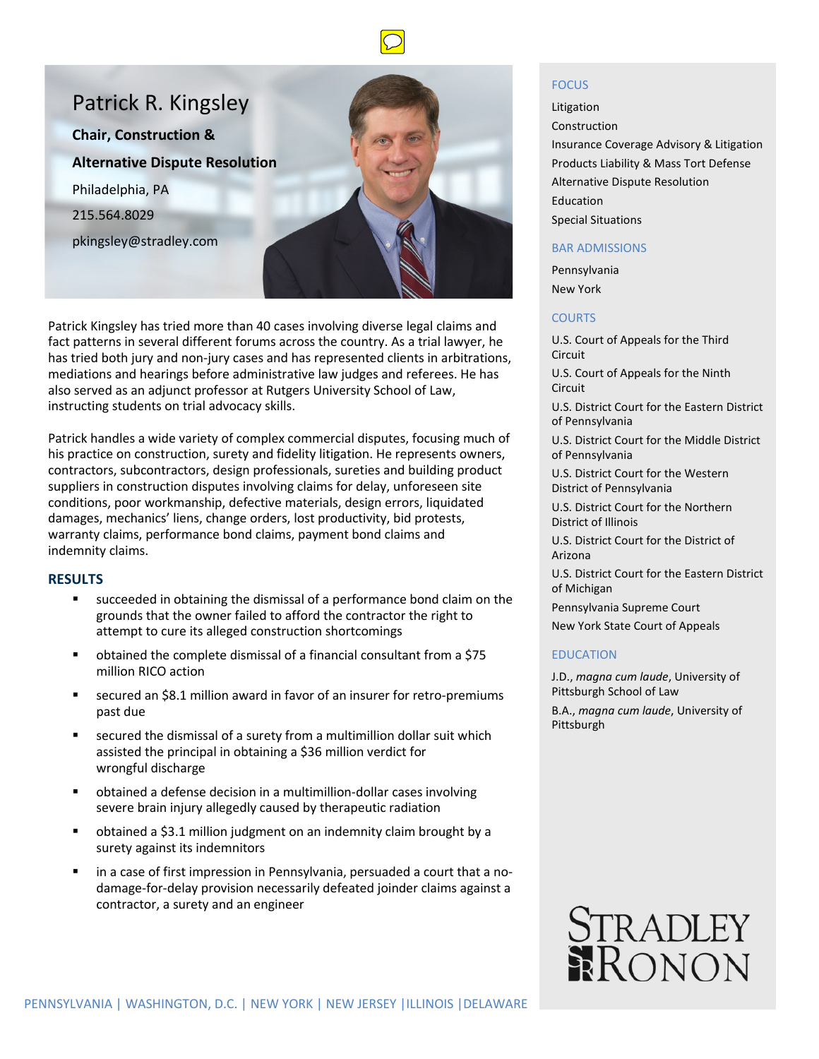# Patrick R. Kingsley

**Chair, Construction & Alternative Dispute Resolution**

Philadelphia, PA

215.564.8029

pkingsley@stradley.com

Patrick Kingsley has tried more than 40 cases involving diverse legal claims and fact patterns in several different forums across the country. As a trial lawyer, he has tried both jury and non-jury cases and has represented clients in arbitrations, mediations and hearings before administrative law judges and referees. He has also served as an adjunct professor at Rutgers University School of Law, instructing students on trial advocacy skills.

Patrick handles a wide variety of complex commercial disputes, focusing much of his practice on construction, surety and fidelity litigation. He represents owners, contractors, subcontractors, design professionals, sureties and building product suppliers in construction disputes involving claims for delay, unforeseen site conditions, poor workmanship, defective materials, design errors, liquidated damages, mechanics' liens, change orders, lost productivity, bid protests, warranty claims, performance bond claims, payment bond claims and indemnity claims.

## RESULTS

- succeeded in obtaining the dismissal of a performance bond claim on the grounds that the owner failed to afford the contractor the right to attempt to cure its alleged construction shortcomings
- obtained the complete dismissal of a financial consultant from a $75 million RICO action
- secured an $8.1 million award in favor of an insurer for retro-premiums past due
- secured the dismissal of a surety from a multimillion dollar suit which assisted the principal in obtaining a $36 million verdict for wrongful discharge
- obtained a defense decision in a multimillion-dollar cases involving severe brain injury allegedly caused by therapeutic radiation
- obtained a $3.1 million judgment on an indemnity claim brought by a surety against its indemnitors
- in a case of first impression in Pennsylvania, persuaded a court that a no-damage-for-delay provision necessarily defeated joinder claims against a contractor, a surety and an engineer

## FOCUS

Litigation

Construction

Insurance Coverage Advisory & Litigation

Products Liability & Mass Tort Defense

Alternative Dispute Resolution

Education

Special Situations

## BAR ADMISSIONS

Pennsylvania

New York

## COURTS

U.S. Court of Appeals for the Third Circuit

U.S. Court of Appeals for the Ninth Circuit

U.S. District Court for the Eastern District of Pennsylvania

U.S. District Court for the Middle District of Pennsylvania

U.S. District Court for the Western District of Pennsylvania

U.S. District Court for the Northern District of Illinois

U.S. District Court for the District of Arizona

U.S. District Court for the Eastern District of Michigan

Pennsylvania Supreme Court

New York State Court of Appeals

## EDUCATION

J.D., *magna cum laude*, University of Pittsburgh School of Law

B.A., *magna cum laude*, University of Pittsburgh

STRADLEY RONON

PENNSYLVANIA | WASHINGTON, D.C. | NEW YORK | NEW JERSEY | ILLINOIS | DELAWARE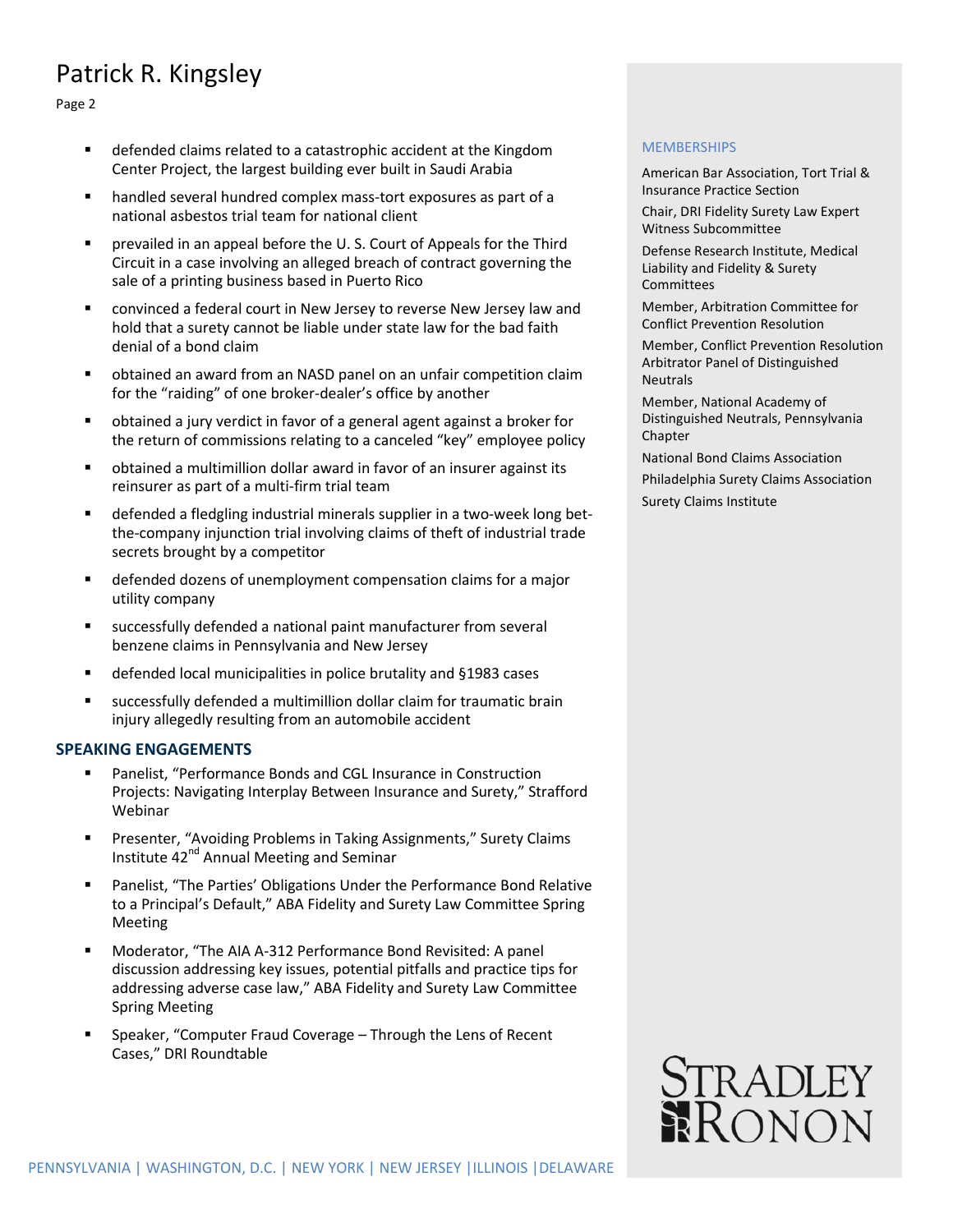- defended claims related to a catastrophic accident at the Kingdom Center Project, the largest building ever built in Saudi Arabia
- handled several hundred complex mass-tort exposures as part of a national asbestos trial team for national client
- prevailed in an appeal before the U. S. Court of Appeals for the Third Circuit in a case involving an alleged breach of contract governing the sale of a printing business based in Puerto Rico
- convinced a federal court in New Jersey to reverse New Jersey law and hold that a surety cannot be liable under state law for the bad faith denial of a bond claim
- obtained an award from an NASD panel on an unfair competition claim for the "raiding" of one broker-dealer's office by another
- obtained a jury verdict in favor of a general agent against a broker for the return of commissions relating to a canceled "key" employee policy
- obtained a multimillion dollar award in favor of an insurer against its reinsurer as part of a multi-firm trial team
- defended a fledgling industrial minerals supplier in a two-week long bet-the-company injunction trial involving claims of theft of industrial trade secrets brought by a competitor
- defended dozens of unemployment compensation claims for a major utility company
- successfully defended a national paint manufacturer from several benzene claims in Pennsylvania and New Jersey
- defended local municipalities in police brutality and §1983 cases
- successfully defended a multimillion dollar claim for traumatic brain injury allegedly resulting from an automobile accident

## SPEAKING ENGAGEMENTS

- Panelist, "Performance Bonds and CGL Insurance in Construction Projects: Navigating Interplay Between Insurance and Surety," Strafford Webinar
- Presenter, "Avoiding Problems in Taking Assignments," Surety Claims Institute 42nd Annual Meeting and Seminar
- Panelist, "The Parties' Obligations Under the Performance Bond Relative to a Principal's Default," ABA Fidelity and Surety Law Committee Spring Meeting
- Moderator, "The AIA A-312 Performance Bond Revisited: A panel discussion addressing key issues, potential pitfalls and practice tips for addressing adverse case law," ABA Fidelity and Surety Law Committee Spring Meeting
- Speaker, "Computer Fraud Coverage – Through the Lens of Recent Cases," DRI Roundtable

## MEMBERSHIPS

American Bar Association, Tort Trial & Insurance Practice Section

Chair, DRI Fidelity Surety Law Expert Witness Subcommittee

Defense Research Institute, Medical Liability and Fidelity & Surety Committees

Member, Arbitration Committee for Conflict Prevention Resolution

Member, Conflict Prevention Resolution Arbitrator Panel of Distinguished Neutrals

Member, National Academy of Distinguished Neutrals, Pennsylvania Chapter

National Bond Claims Association

Philadelphia Surety Claims Association

Surety Claims Institute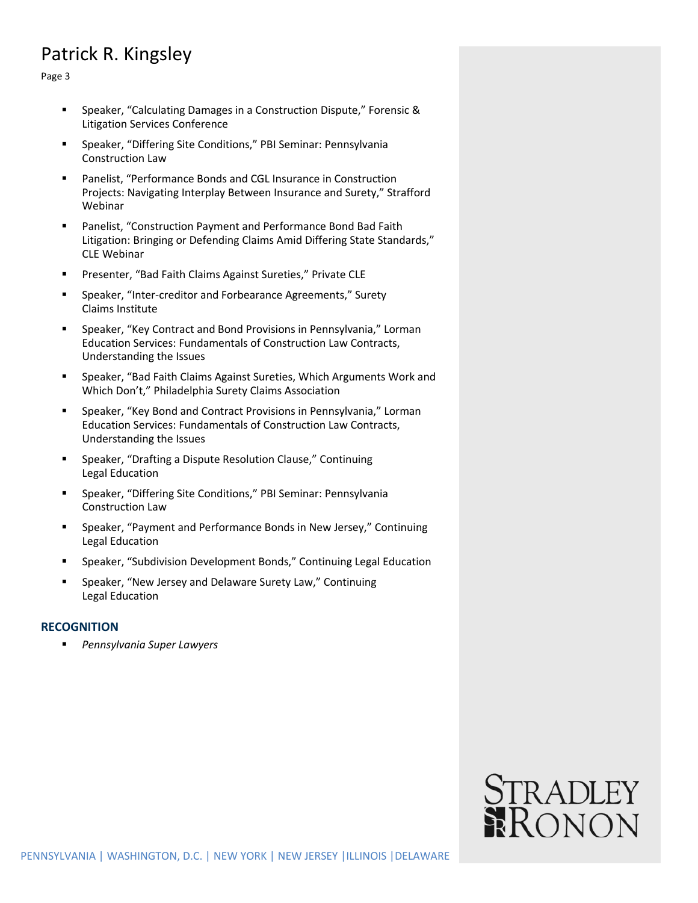- Speaker, “Calculating Damages in a Construction Dispute,” Forensic & Litigation Services Conference
- Speaker, “Differing Site Conditions,” PBI Seminar: Pennsylvania Construction Law
- Panelist, “Performance Bonds and CGL Insurance in Construction Projects: Navigating Interplay Between Insurance and Surety,” Strafford Webinar
- Panelist, “Construction Payment and Performance Bond Bad Faith Litigation: Bringing or Defending Claims Amid Differing State Standards,” CLE Webinar
- Presenter, “Bad Faith Claims Against Sureties,” Private CLE
- Speaker, “Inter-creditor and Forbearance Agreements,” Surety Claims Institute
- Speaker, “Key Contract and Bond Provisions in Pennsylvania,” Lorman Education Services: Fundamentals of Construction Law Contracts, Understanding the Issues
- Speaker, “Bad Faith Claims Against Sureties, Which Arguments Work and Which Don’t,” Philadelphia Surety Claims Association
- Speaker, “Key Bond and Contract Provisions in Pennsylvania,” Lorman Education Services: Fundamentals of Construction Law Contracts, Understanding the Issues
- Speaker, “Drafting a Dispute Resolution Clause,” Continuing Legal Education
- Speaker, “Differing Site Conditions,” PBI Seminar: Pennsylvania Construction Law
- Speaker, “Payment and Performance Bonds in New Jersey,” Continuing Legal Education
- Speaker, “Subdivision Development Bonds,” Continuing Legal Education
- Speaker, “New Jersey and Delaware Surety Law,” Continuing Legal Education

## RECOGNITION

- *Pennsylvania Super Lawyers*